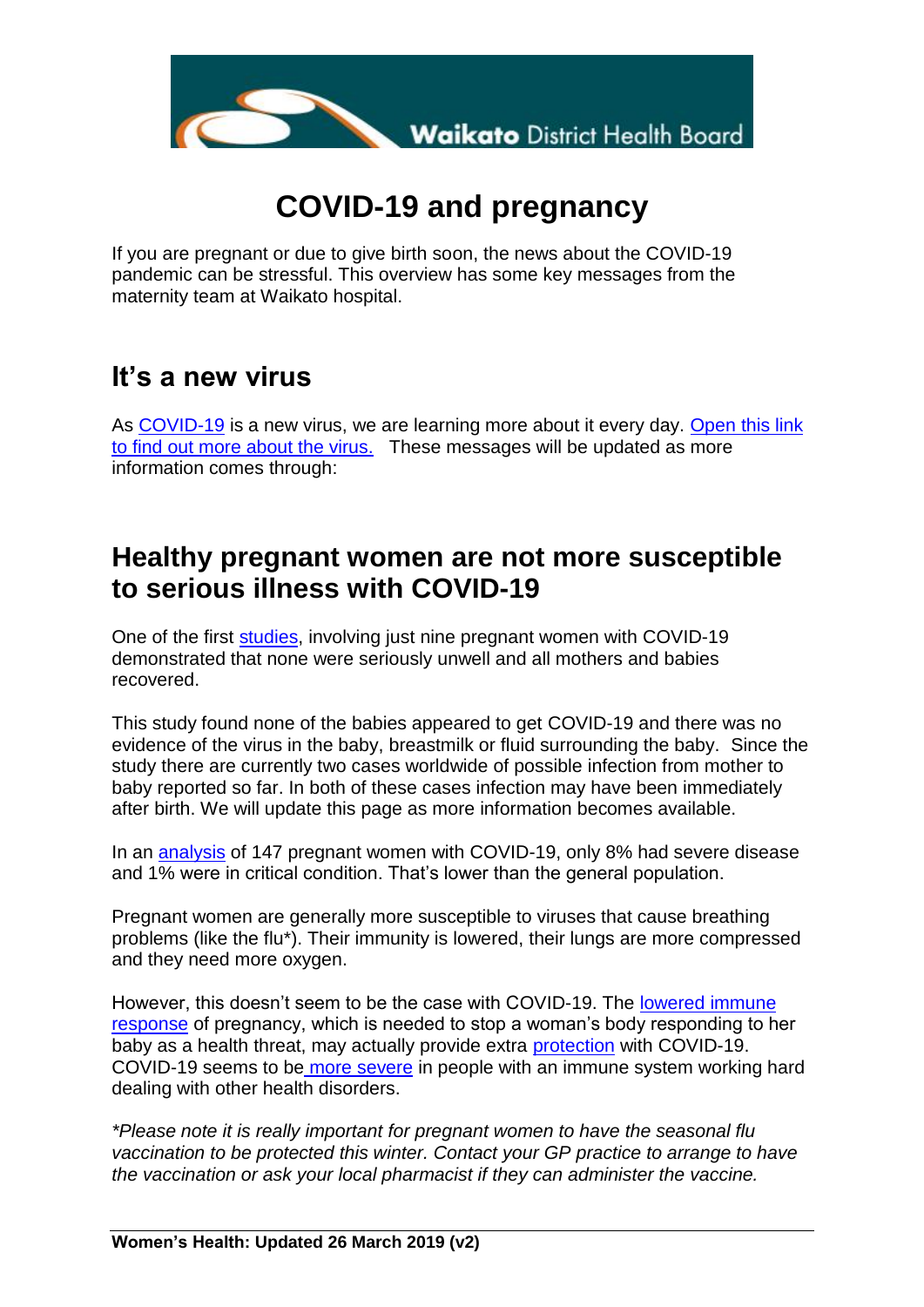Waikato District Health Board

# COVID-19 and pregnancy

If you are pregnant or due to give birth soon, the news about the COVID-19 pandemic can be stressful. This overview has some key messages from the maternity team at Waikato hospital.

## It's a new virus

As COVID-19 is a new virus, we are learning more about it every day. Open this link to find out more about the virus. These messages will be updated as more information comes through:

## Healthy pregnant women are not more susceptible to serious illness with COVID-19

One of the first studies, involving just nine pregnant women with COVID-19 demonstrated that none were seriously unwell and all mothers and babies recovered.

This study found none of the babies appeared to get COVID-19 and there was no evidence of the virus in the baby, breastmilk or fluid surrounding the baby. Since the study there are currently two cases worldwide of possible infection from mother to baby reported so far. In both of these cases infection may have been immediately after birth. We will update this page as more information becomes available.

In an analysis of 147 pregnant women with COVID-19, only 8% had severe disease and 1% were in critical condition. That's lower than the general population.

Pregnant women are generally more susceptible to viruses that cause breathing problems (like the flu*). Their immunity is lowered, their lungs are more compressed and they need more oxygen.

However, this doesn't seem to be the case with COVID-19. The lowered immune response of pregnancy, which is needed to stop a woman's body responding to her baby as a health threat, may actually provide extra protection with COVID-19. COVID-19 seems to be more severe in people with an immune system working hard dealing with other health disorders.

*\*Please note it is really important for pregnant women to have the seasonal flu vaccination to be protected this winter. Contact your GP practice to arrange to have the vaccination or ask your local pharmacist if they can administer the vaccine.*

**Women's Health: Updated 26 March 2019 (v2)**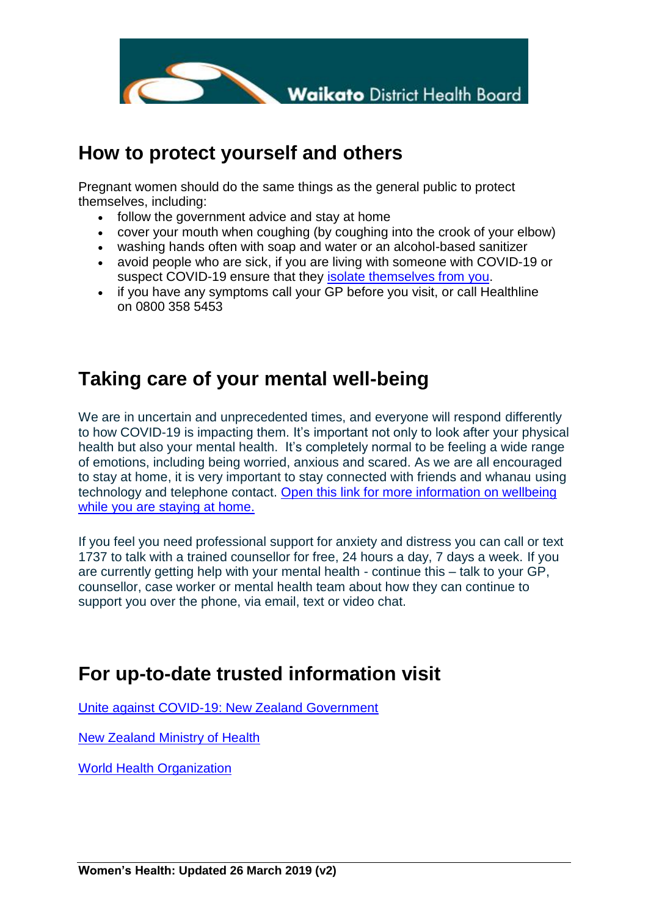## How to protect yourself and others

Pregnant women should do the same things as the general public to protect themselves, including:

- follow the government advice and stay at home
- cover your mouth when coughing (by coughing into the crook of your elbow)
- washing hands often with soap and water or an alcohol-based sanitizer
- avoid people who are sick, if you are living with someone with COVID-19 or suspect COVID-19 ensure that they isolate themselves from you.
- if you have any symptoms call your GP before you visit, or call Healthline on 0800 358 5453

## Taking care of your mental well-being

We are in uncertain and unprecedented times, and everyone will respond differently to how COVID-19 is impacting them. It's important not only to look after your physical health but also your mental health. It's completely normal to be feeling a wide range of emotions, including being worried, anxious and scared. As we are all encouraged to stay at home, it is very important to stay connected with friends and whanau using technology and telephone contact. Open this link for more information on wellbeing while you are staying at home.

If you feel you need professional support for anxiety and distress you can call or text 1737 to talk with a trained counsellor for free, 24 hours a day, 7 days a week. If you are currently getting help with your mental health - continue this – talk to your GP, counsellor, case worker or mental health team about how they can continue to support you over the phone, via email, text or video chat.

## For up-to-date trusted information visit

Unite against COVID-19: New Zealand Government

New Zealand Ministry of Health

World Health Organization